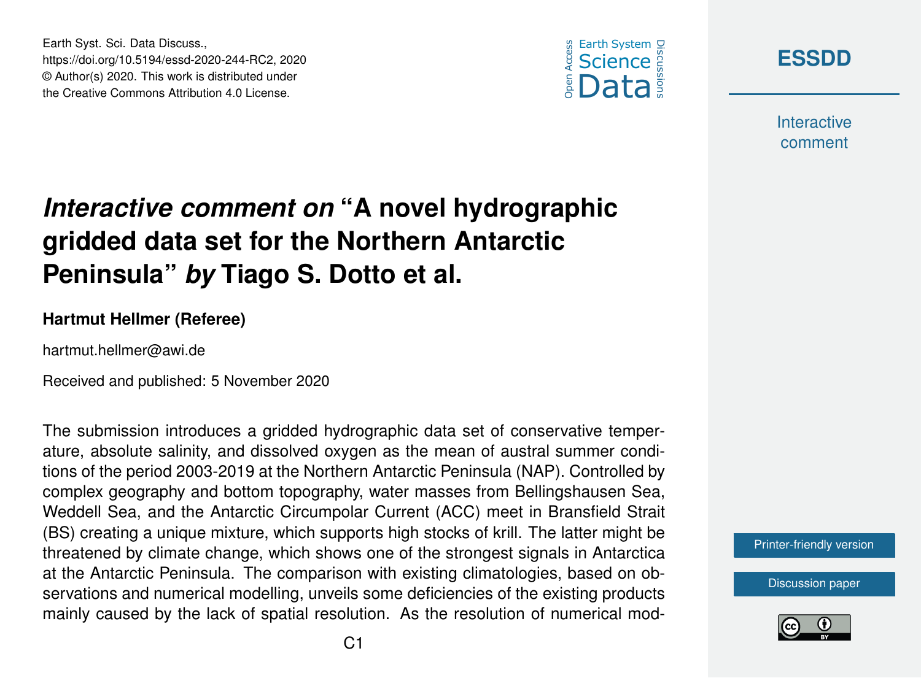# *Interactive comment on* "A novel hydrographic gridded data set for the Northern Antarctic Peninsula" *by* Tiago S. Dotto et al.

**Hartmut Hellmer (Referee)**

hartmut.hellmer@awi.de

Received and published: 5 November 2020

The submission introduces a gridded hydrographic data set of conservative temperature, absolute salinity, and dissolved oxygen as the mean of austral summer conditions of the period 2003-2019 at the Northern Antarctic Peninsula (NAP). Controlled by complex geography and bottom topography, water masses from Bellingshausen Sea, Weddell Sea, and the Antarctic Circumpolar Current (ACC) meet in Bransfield Strait (BS) creating a unique mixture, which supports high stocks of krill. The latter might be threatened by climate change, which shows one of the strongest signals in Antarctica at the Antarctic Peninsula. The comparison with existing climatologies, based on observations and numerical modelling, unveils some deficiencies of the existing products mainly caused by the lack of spatial resolution. As the resolution of numerical mod-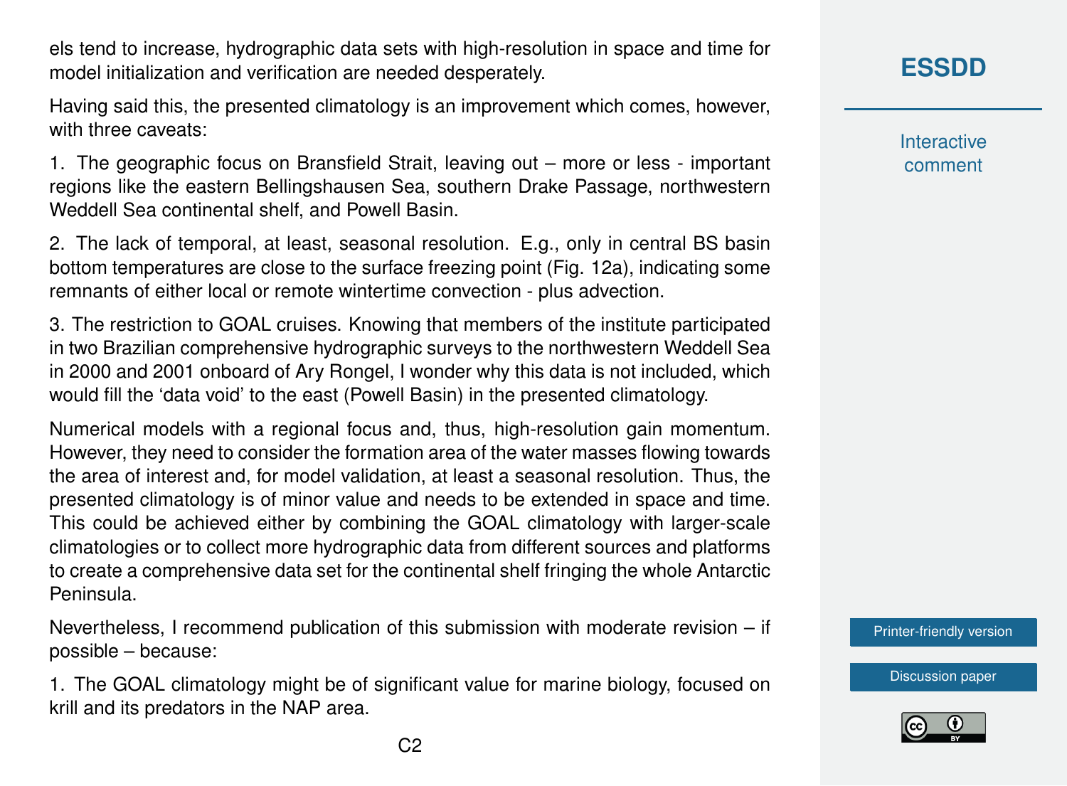els tend to increase, hydrographic data sets with high-resolution in space and time for model initialization and verification are needed desperately.

Having said this, the presented climatology is an improvement which comes, however, with three caveats:

1. The geographic focus on Bransfield Strait, leaving out – more or less - important regions like the eastern Bellingshausen Sea, southern Drake Passage, northwestern Weddell Sea continental shelf, and Powell Basin.

2. The lack of temporal, at least, seasonal resolution. E.g., only in central BS basin bottom temperatures are close to the surface freezing point (Fig. 12a), indicating some remnants of either local or remote wintertime convection - plus advection.

3. The restriction to GOAL cruises. Knowing that members of the institute participated in two Brazilian comprehensive hydrographic surveys to the northwestern Weddell Sea in 2000 and 2001 onboard of Ary Rongel, I wonder why this data is not included, which would fill the 'data void' to the east (Powell Basin) in the presented climatology.

Numerical models with a regional focus and, thus, high-resolution gain momentum. However, they need to consider the formation area of the water masses flowing towards the area of interest and, for model validation, at least a seasonal resolution. Thus, the presented climatology is of minor value and needs to be extended in space and time. This could be achieved either by combining the GOAL climatology with larger-scale climatologies or to collect more hydrographic data from different sources and platforms to create a comprehensive data set for the continental shelf fringing the whole Antarctic Peninsula.

Nevertheless, I recommend publication of this submission with moderate revision – if possible – because:

1. The GOAL climatology might be of significant value for marine biology, focused on krill and its predators in the NAP area.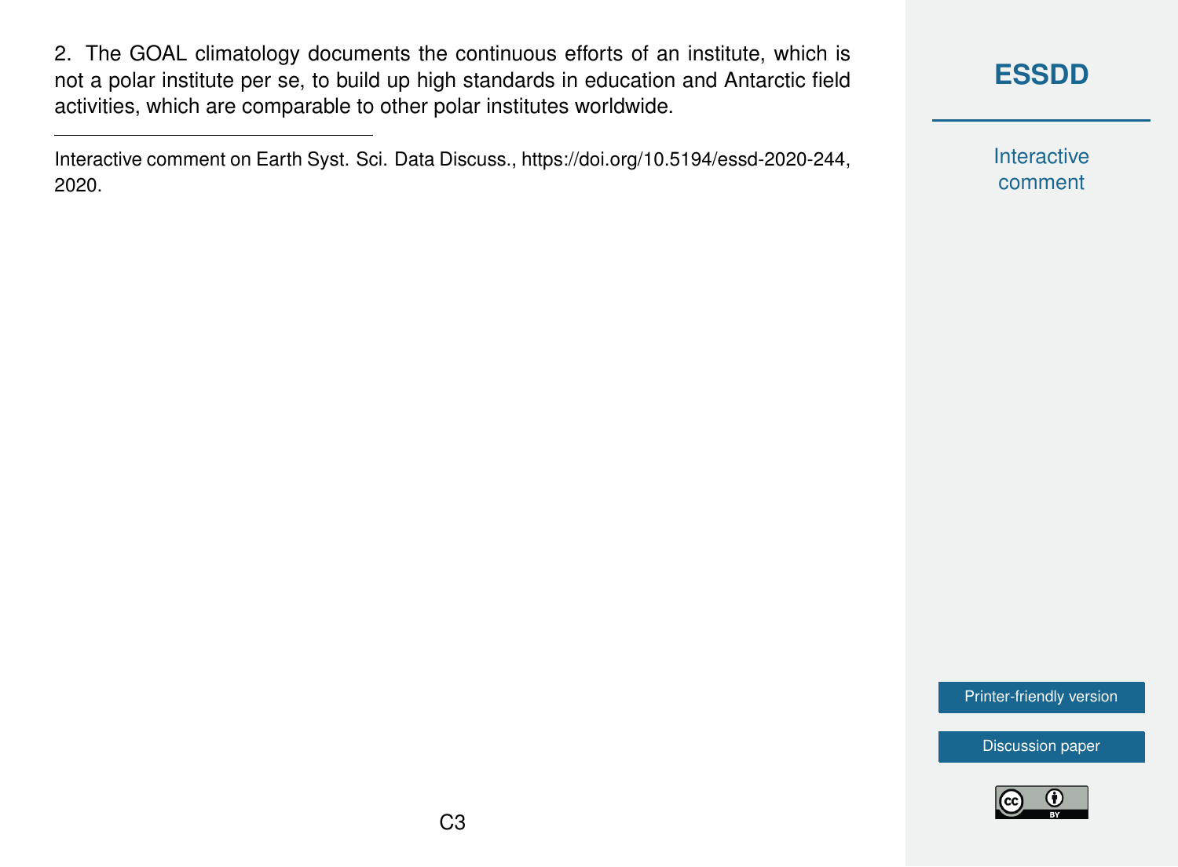2. The GOAL climatology documents the continuous efforts of an institute, which is not a polar institute per se, to build up high standards in education and Antarctic field activities, which are comparable to other polar institutes worldwide.

---

Interactive comment on Earth Syst. Sci. Data Discuss., https://doi.org/10.5194/essd-2020-244, 2020.